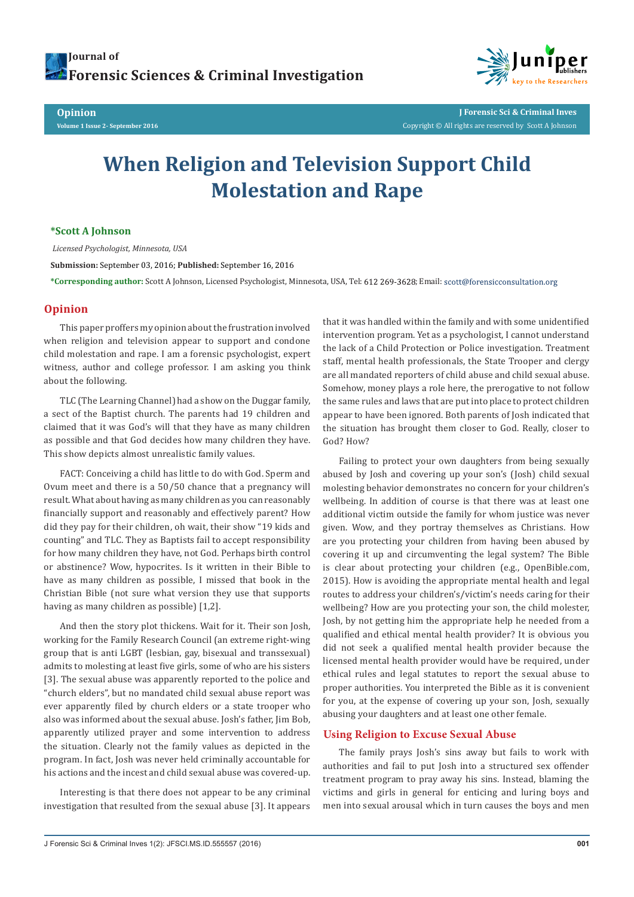# When Religion and Television Support Child Molestation and Rape

**\*Scott A Johnson**

*Licensed Psychologist, Minnesota, USA*

**Submission:** September 03, 2016; **Published:** September 16, 2016

**\*Corresponding author:** Scott A Johnson, Licensed Psychologist, Minnesota, USA, Tel: 612 269-3628; Email: scott@forensicconsultation.org

## Opinion

This paper proffers my opinion about the frustration involved when religion and television appear to support and condone child molestation and rape. I am a forensic psychologist, expert witness, author and college professor. I am asking you think about the following.

TLC (The Learning Channel) had a show on the Duggar family, a sect of the Baptist church. The parents had 19 children and claimed that it was God's will that they have as many children as possible and that God decides how many children they have. This show depicts almost unrealistic family values.

FACT: Conceiving a child has little to do with God. Sperm and Ovum meet and there is a 50/50 chance that a pregnancy will result. What about having as many children as you can reasonably financially support and reasonably and effectively parent? How did they pay for their children, oh wait, their show "19 kids and counting" and TLC. They as Baptists fail to accept responsibility for how many children they have, not God. Perhaps birth control or abstinence? Wow, hypocrites. Is it written in their Bible to have as many children as possible, I missed that book in the Christian Bible (not sure what version they use that supports having as many children as possible) [1,2].

And then the story plot thickens. Wait for it. Their son Josh, working for the Family Research Council (an extreme right-wing group that is anti LGBT (lesbian, gay, bisexual and transsexual) admits to molesting at least five girls, some of who are his sisters [3]. The sexual abuse was apparently reported to the police and "church elders", but no mandated child sexual abuse report was ever apparently filed by church elders or a state trooper who also was informed about the sexual abuse. Josh's father, Jim Bob, apparently utilized prayer and some intervention to address the situation. Clearly not the family values as depicted in the program. In fact, Josh was never held criminally accountable for his actions and the incest and child sexual abuse was covered-up.

Interesting is that there does not appear to be any criminal investigation that resulted from the sexual abuse [3]. It appears that it was handled within the family and with some unidentified intervention program. Yet as a psychologist, I cannot understand the lack of a Child Protection or Police investigation. Treatment staff, mental health professionals, the State Trooper and clergy are all mandated reporters of child abuse and child sexual abuse. Somehow, money plays a role here, the prerogative to not follow the same rules and laws that are put into place to protect children appear to have been ignored. Both parents of Josh indicated that the situation has brought them closer to God. Really, closer to God? How?

Failing to protect your own daughters from being sexually abused by Josh and covering up your son's (Josh) child sexual molesting behavior demonstrates no concern for your children's wellbeing. In addition of course is that there was at least one additional victim outside the family for whom justice was never given. Wow, and they portray themselves as Christians. How are you protecting your children from having been abused by covering it up and circumventing the legal system? The Bible is clear about protecting your children (e.g., OpenBible.com, 2015). How is avoiding the appropriate mental health and legal routes to address your children's/victim's needs caring for their wellbeing? How are you protecting your son, the child molester, Josh, by not getting him the appropriate help he needed from a qualified and ethical mental health provider? It is obvious you did not seek a qualified mental health provider because the licensed mental health provider would have be required, under ethical rules and legal statutes to report the sexual abuse to proper authorities. You interpreted the Bible as it is convenient for you, at the expense of covering up your son, Josh, sexually abusing your daughters and at least one other female.

## Using Religion to Excuse Sexual Abuse

The family prays Josh's sins away but fails to work with authorities and fail to put Josh into a structured sex offender treatment program to pray away his sins. Instead, blaming the victims and girls in general for enticing and luring boys and men into sexual arousal which in turn causes the boys and men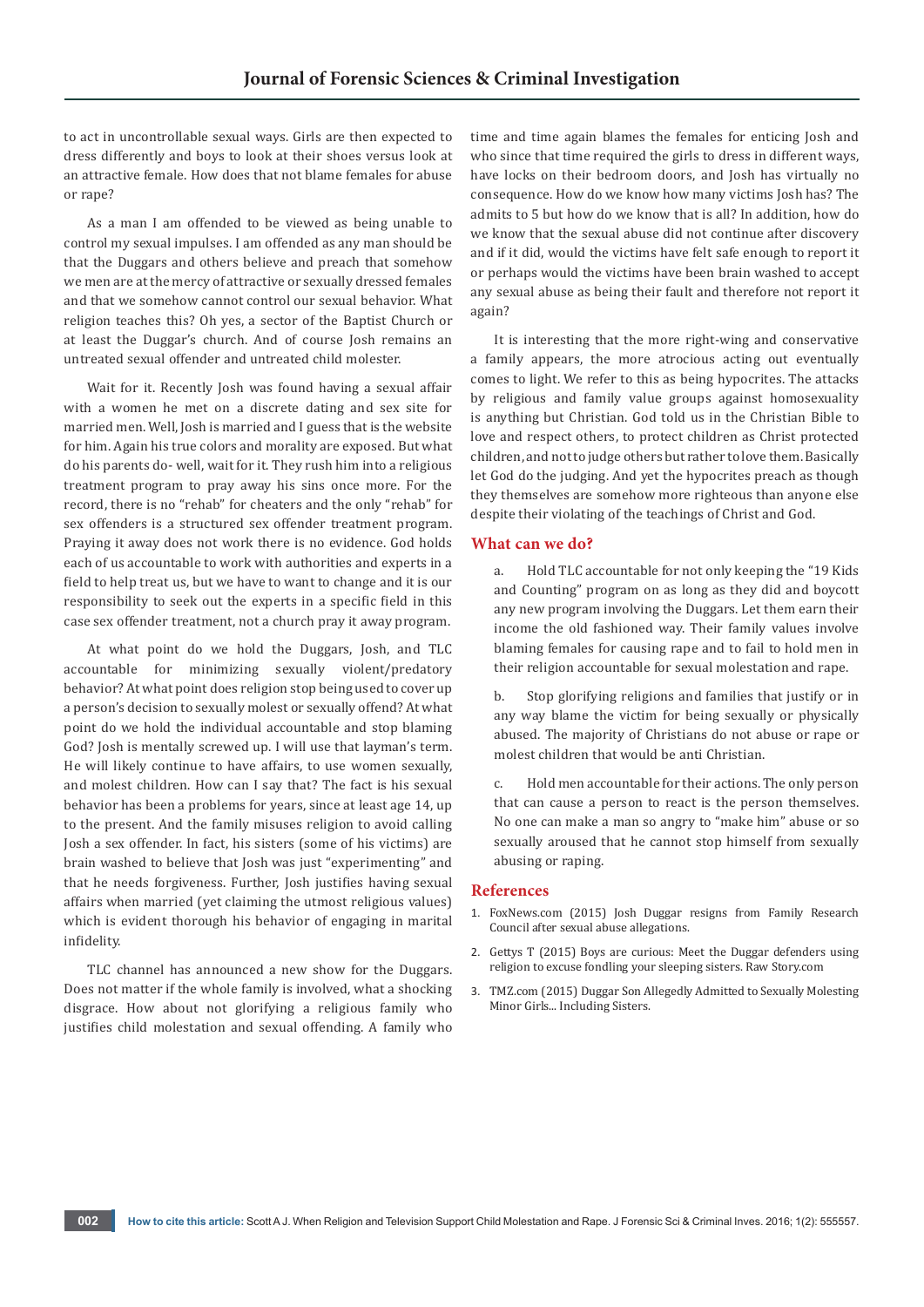to act in uncontrollable sexual ways. Girls are then expected to dress differently and boys to look at their shoes versus look at an attractive female. How does that not blame females for abuse or rape?

As a man I am offended to be viewed as being unable to control my sexual impulses. I am offended as any man should be that the Duggars and others believe and preach that somehow we men are at the mercy of attractive or sexually dressed females and that we somehow cannot control our sexual behavior. What religion teaches this? Oh yes, a sector of the Baptist Church or at least the Duggar's church. And of course Josh remains an untreated sexual offender and untreated child molester.

Wait for it. Recently Josh was found having a sexual affair with a women he met on a discrete dating and sex site for married men. Well, Josh is married and I guess that is the website for him. Again his true colors and morality are exposed. But what do his parents do- well, wait for it. They rush him into a religious treatment program to pray away his sins once more. For the record, there is no "rehab" for cheaters and the only "rehab" for sex offenders is a structured sex offender treatment program. Praying it away does not work there is no evidence. God holds each of us accountable to work with authorities and experts in a field to help treat us, but we have to want to change and it is our responsibility to seek out the experts in a specific field in this case sex offender treatment, not a church pray it away program.

At what point do we hold the Duggars, Josh, and TLC accountable for minimizing sexually violent/predatory behavior? At what point does religion stop being used to cover up a person's decision to sexually molest or sexually offend? At what point do we hold the individual accountable and stop blaming God? Josh is mentally screwed up. I will use that layman's term. He will likely continue to have affairs, to use women sexually, and molest children. How can I say that? The fact is his sexual behavior has been a problems for years, since at least age 14, up to the present. And the family misuses religion to avoid calling Josh a sex offender. In fact, his sisters (some of his victims) are brain washed to believe that Josh was just "experimenting" and that he needs forgiveness. Further, Josh justifies having sexual affairs when married (yet claiming the utmost religious values) which is evident thorough his behavior of engaging in marital infidelity.

TLC channel has announced a new show for the Duggars. Does not matter if the whole family is involved, what a shocking disgrace. How about not glorifying a religious family who justifies child molestation and sexual offending. A family who time and time again blames the females for enticing Josh and who since that time required the girls to dress in different ways, have locks on their bedroom doors, and Josh has virtually no consequence. How do we know how many victims Josh has? The admits to 5 but how do we know that is all? In addition, how do we know that the sexual abuse did not continue after discovery and if it did, would the victims have felt safe enough to report it or perhaps would the victims have been brain washed to accept any sexual abuse as being their fault and therefore not report it again?

It is interesting that the more right-wing and conservative a family appears, the more atrocious acting out eventually comes to light. We refer to this as being hypocrites. The attacks by religious and family value groups against homosexuality is anything but Christian. God told us in the Christian Bible to love and respect others, to protect children as Christ protected children, and not to judge others but rather to love them. Basically let God do the judging. And yet the hypocrites preach as though they themselves are somehow more righteous than anyone else despite their violating of the teachings of Christ and God.

## What can we do?

a. Hold TLC accountable for not only keeping the "19 Kids and Counting" program on as long as they did and boycott any new program involving the Duggars. Let them earn their income the old fashioned way. Their family values involve blaming females for causing rape and to fail to hold men in their religion accountable for sexual molestation and rape.

b. Stop glorifying religions and families that justify or in any way blame the victim for being sexually or physically abused. The majority of Christians do not abuse or rape or molest children that would be anti Christian.

c. Hold men accountable for their actions. The only person that can cause a person to react is the person themselves. No one can make a man so angry to "make him" abuse or so sexually aroused that he cannot stop himself from sexually abusing or raping.

## References

1. FoxNews.com (2015) Josh Duggar resigns from Family Research Council after sexual abuse allegations.
2. Gettys T (2015) Boys are curious: Meet the Duggar defenders using religion to excuse fondling your sleeping sisters. Raw Story.com
3. TMZ.com (2015) Duggar Son Allegedly Admitted to Sexually Molesting Minor Girls... Including Sisters.